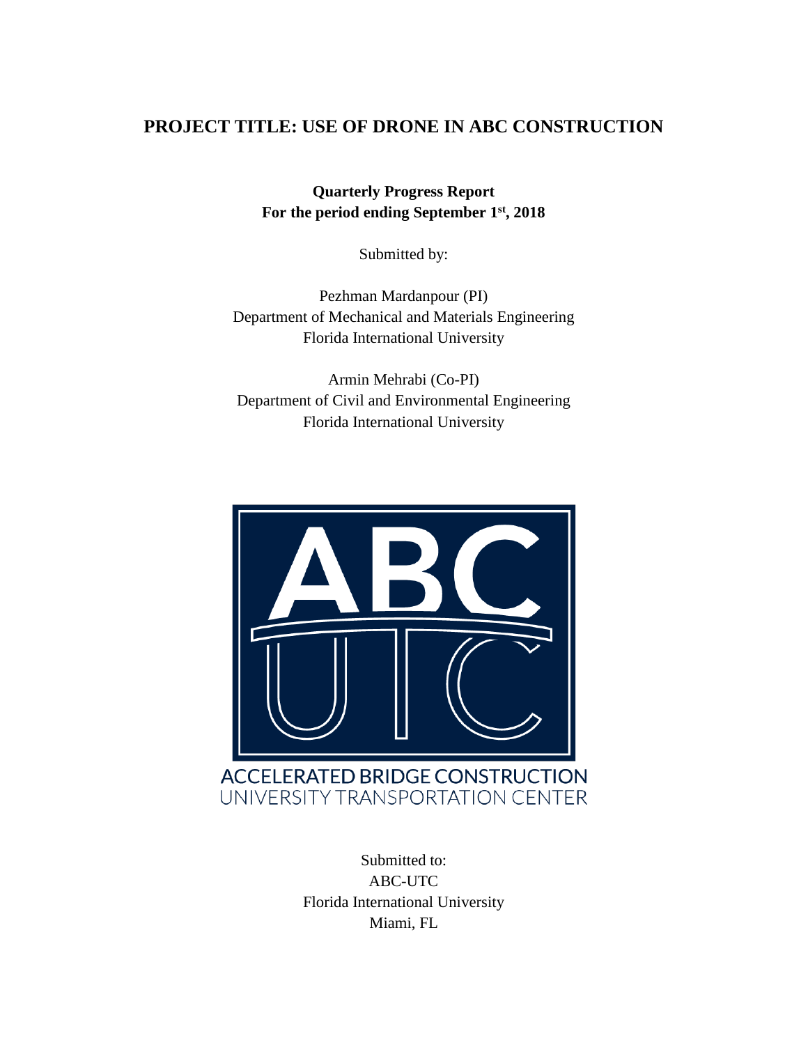# PROJECT TITLE: USE OF DRONE IN ABC CONSTRUCTION

**Quarterly Progress Report**
**For the period ending September 1st, 2018**

Submitted by:

Pezhman Mardanpour (PI)
Department of Mechanical and Materials Engineering
Florida International University

Armin Mehrabi (Co-PI)
Department of Civil and Environmental Engineering
Florida International University

ACCELERATED BRIDGE CONSTRUCTION
UNIVERSITY TRANSPORTATION CENTER

Submitted to:
ABC-UTC
Florida International University
Miami, FL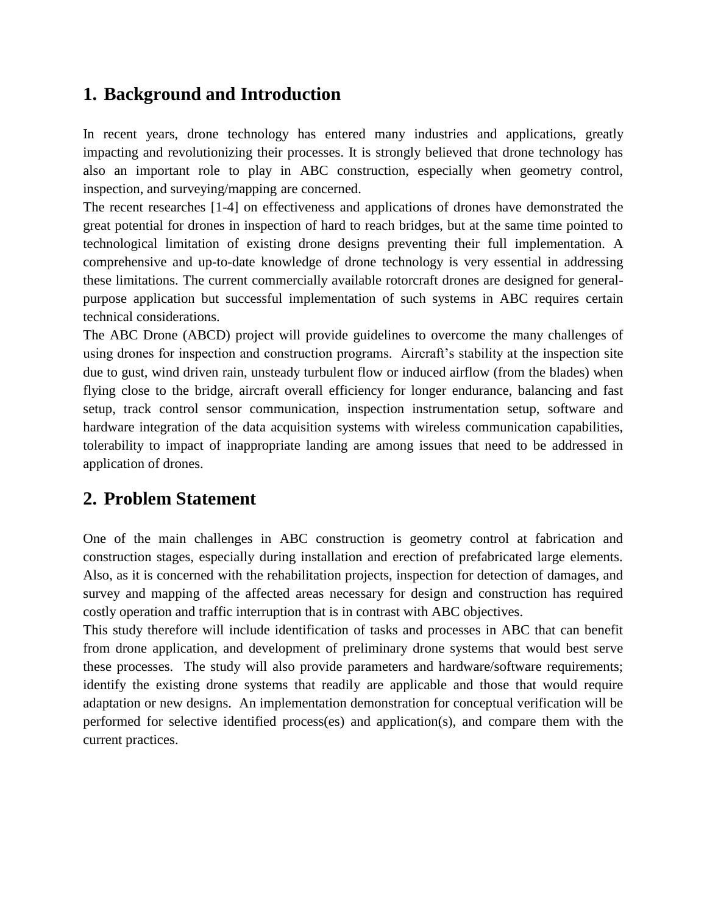## 1. Background and Introduction

In recent years, drone technology has entered many industries and applications, greatly impacting and revolutionizing their processes. It is strongly believed that drone technology has also an important role to play in ABC construction, especially when geometry control, inspection, and surveying/mapping are concerned.

The recent researches [1-4] on effectiveness and applications of drones have demonstrated the great potential for drones in inspection of hard to reach bridges, but at the same time pointed to technological limitation of existing drone designs preventing their full implementation. A comprehensive and up-to-date knowledge of drone technology is very essential in addressing these limitations. The current commercially available rotorcraft drones are designed for general-purpose application but successful implementation of such systems in ABC requires certain technical considerations.

The ABC Drone (ABCD) project will provide guidelines to overcome the many challenges of using drones for inspection and construction programs. Aircraft's stability at the inspection site due to gust, wind driven rain, unsteady turbulent flow or induced airflow (from the blades) when flying close to the bridge, aircraft overall efficiency for longer endurance, balancing and fast setup, track control sensor communication, inspection instrumentation setup, software and hardware integration of the data acquisition systems with wireless communication capabilities, tolerability to impact of inappropriate landing are among issues that need to be addressed in application of drones.

## 2. Problem Statement

One of the main challenges in ABC construction is geometry control at fabrication and construction stages, especially during installation and erection of prefabricated large elements. Also, as it is concerned with the rehabilitation projects, inspection for detection of damages, and survey and mapping of the affected areas necessary for design and construction has required costly operation and traffic interruption that is in contrast with ABC objectives.

This study therefore will include identification of tasks and processes in ABC that can benefit from drone application, and development of preliminary drone systems that would best serve these processes. The study will also provide parameters and hardware/software requirements; identify the existing drone systems that readily are applicable and those that would require adaptation or new designs. An implementation demonstration for conceptual verification will be performed for selective identified process(es) and application(s), and compare them with the current practices.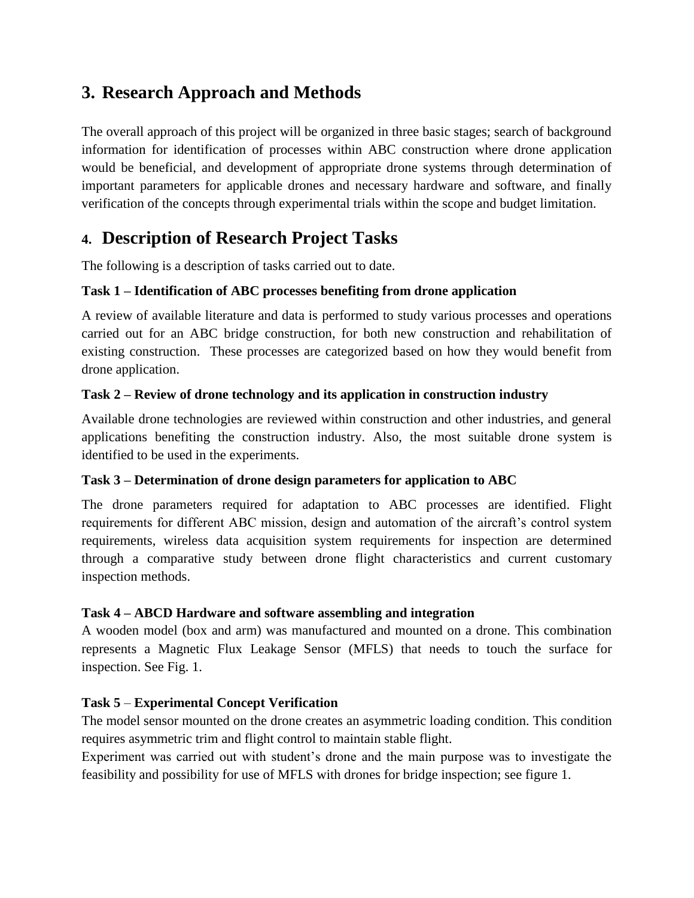## 3. Research Approach and Methods

The overall approach of this project will be organized in three basic stages; search of background information for identification of processes within ABC construction where drone application would be beneficial, and development of appropriate drone systems through determination of important parameters for applicable drones and necessary hardware and software, and finally verification of the concepts through experimental trials within the scope and budget limitation.

## 4. Description of Research Project Tasks

The following is a description of tasks carried out to date.

**Task 1 – Identification of ABC processes benefiting from drone application**

A review of available literature and data is performed to study various processes and operations carried out for an ABC bridge construction, for both new construction and rehabilitation of existing construction. These processes are categorized based on how they would benefit from drone application.

**Task 2 – Review of drone technology and its application in construction industry**

Available drone technologies are reviewed within construction and other industries, and general applications benefiting the construction industry. Also, the most suitable drone system is identified to be used in the experiments.

**Task 3 – Determination of drone design parameters for application to ABC**

The drone parameters required for adaptation to ABC processes are identified. Flight requirements for different ABC mission, design and automation of the aircraft's control system requirements, wireless data acquisition system requirements for inspection are determined through a comparative study between drone flight characteristics and current customary inspection methods.

**Task 4 – ABCD Hardware and software assembling and integration**

A wooden model (box and arm) was manufactured and mounted on a drone. This combination represents a Magnetic Flux Leakage Sensor (MFLS) that needs to touch the surface for inspection. See Fig. 1.

**Task 5** – **Experimental Concept Verification**

The model sensor mounted on the drone creates an asymmetric loading condition. This condition requires asymmetric trim and flight control to maintain stable flight.

Experiment was carried out with student's drone and the main purpose was to investigate the feasibility and possibility for use of MFLS with drones for bridge inspection; see figure 1.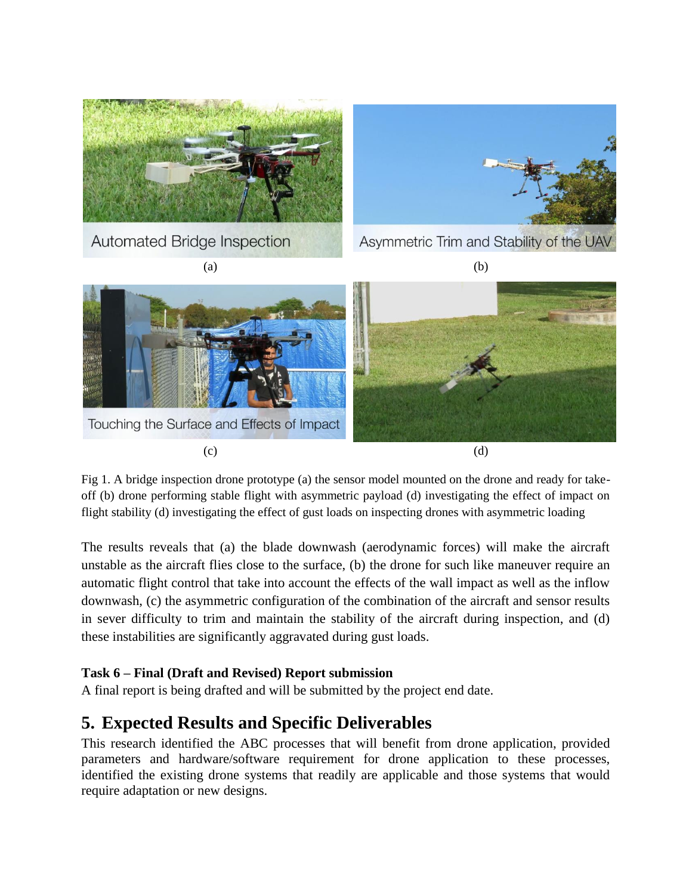Fig 1. A bridge inspection drone prototype (a) the sensor model mounted on the drone and ready for take-off (b) drone performing stable flight with asymmetric payload (d) investigating the effect of impact on flight stability (d) investigating the effect of gust loads on inspecting drones with asymmetric loading

The results reveals that (a) the blade downwash (aerodynamic forces) will make the aircraft unstable as the aircraft flies close to the surface, (b) the drone for such like maneuver require an automatic flight control that take into account the effects of the wall impact as well as the inflow downwash, (c) the asymmetric configuration of the combination of the aircraft and sensor results in sever difficulty to trim and maintain the stability of the aircraft during inspection, and (d) these instabilities are significantly aggravated during gust loads.

**Task 6 – Final (Draft and Revised) Report submission**

A final report is being drafted and will be submitted by the project end date.

## 5. Expected Results and Specific Deliverables

This research identified the ABC processes that will benefit from drone application, provided parameters and hardware/software requirement for drone application to these processes, identified the existing drone systems that readily are applicable and those systems that would require adaptation or new designs.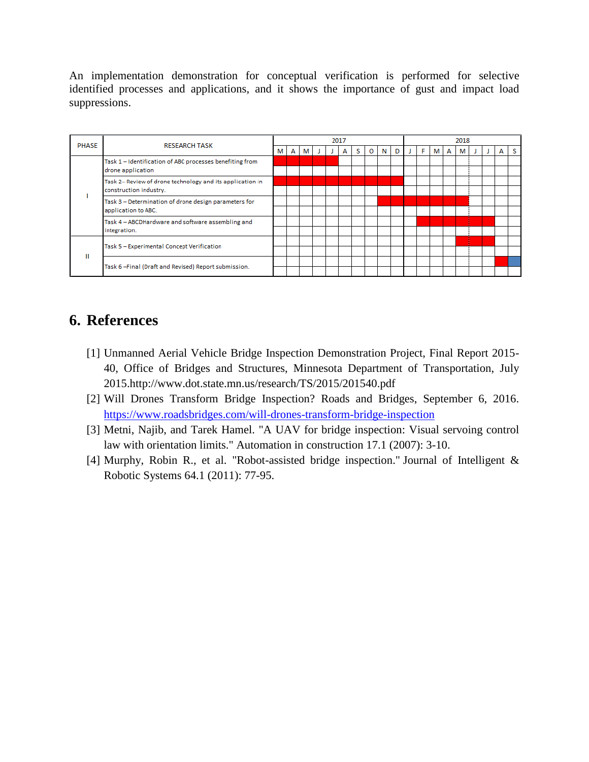An implementation demonstration for conceptual verification is performed for selective identified processes and applications, and it shows the importance of gust and impact load suppressions.

| PHASE | RESEARCH TASK | 2017 | | | | | | | | | | 2018 | | | | | | | | |
|---|---|---|---|---|---|---|---|---|---|---|---|---|---|---|---|---|---|---|---|---|
| | | M | A | M | J | J | A | S | O | N | D | J | F | M | A | M | J | J | A | S |
| I | Task 1 – Identification of ABC processes benefiting from drone application | | | | | | | | | | | | | | | | | | | |
| | Task 2 – Review of drone technology and its application in construction industry. | | | | | | | | | | | | | | | | | | | |
| | Task 3 – Determination of drone design parameters for application to ABC. | | | | | | | | | | | | | | | | | | | |
| | Task 4 – ABCDHardware and software assembling and integration. | | | | | | | | | | | | | | | | | | | |
| II | Task 5 – Experimental Concept Verification | | | | | | | | | | | | | | | | | | | |
| | Task 6 –Final (Draft and Revised) Report submission. | | | | | | | | | | | | | | | | | | | |

## 6. References

[1] Unmanned Aerial Vehicle Bridge Inspection Demonstration Project, Final Report 2015-40, Office of Bridges and Structures, Minnesota Department of Transportation, July 2015.http://www.dot.state.mn.us/research/TS/2015/201540.pdf

[2] Will Drones Transform Bridge Inspection? Roads and Bridges, September 6, 2016. https://www.roadsbridges.com/will-drones-transform-bridge-inspection

[3] Metni, Najib, and Tarek Hamel. "A UAV for bridge inspection: Visual servoing control law with orientation limits." Automation in construction 17.1 (2007): 3-10.

[4] Murphy, Robin R., et al. "Robot-assisted bridge inspection." Journal of Intelligent & Robotic Systems 64.1 (2011): 77-95.